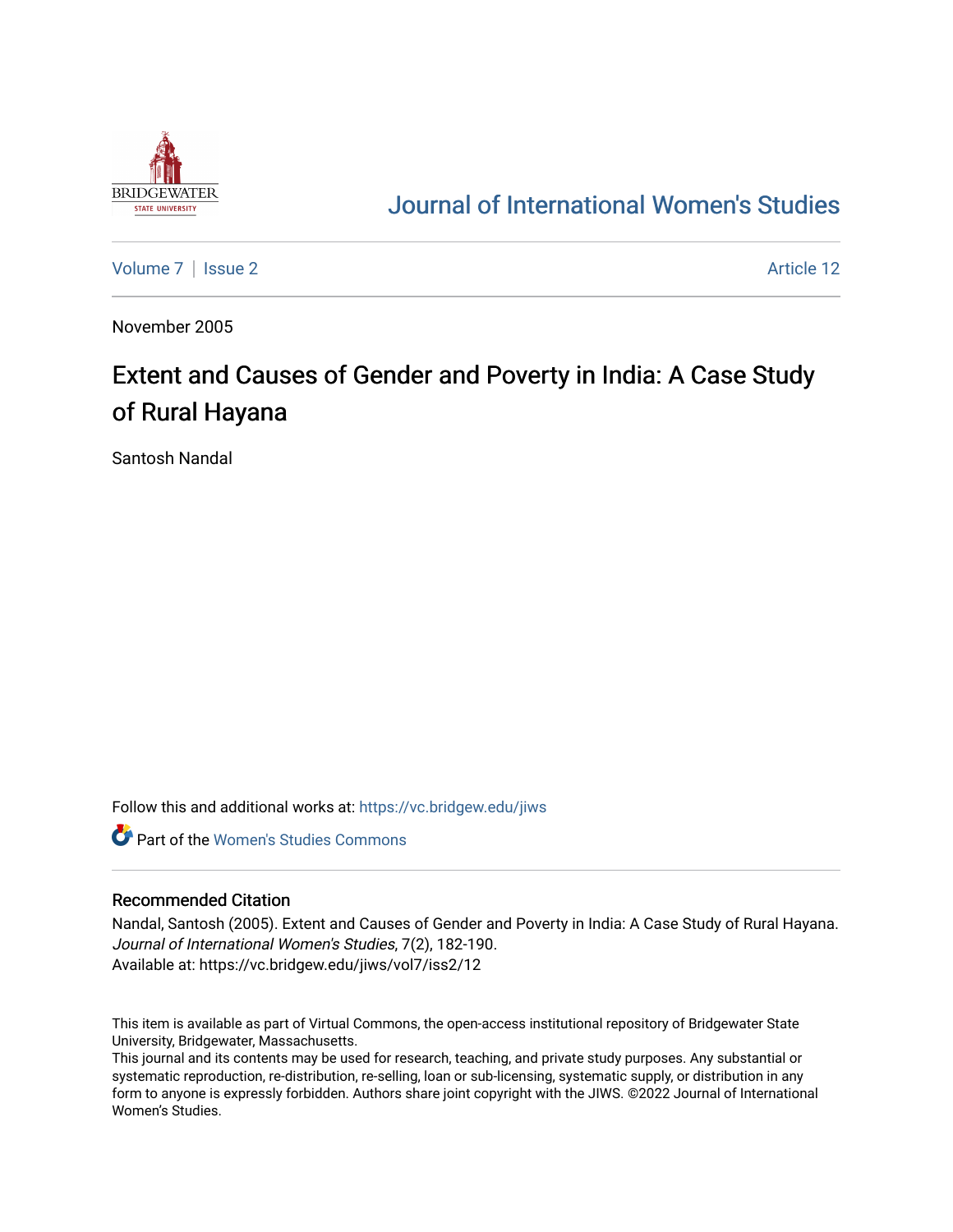# Journal of International Women's Studies

Volume 7 | Issue 2 | Article 12

November 2005

## Extent and Causes of Gender and Poverty in India: A Case Study of Rural Hayana

Santosh Nandal

Follow this and additional works at: https://vc.bridgew.edu/jiws

Part of the Women's Studies Commons

### Recommended Citation

Nandal, Santosh (2005). Extent and Causes of Gender and Poverty in India: A Case Study of Rural Hayana. *Journal of International Women's Studies*, 7(2), 182-190.
Available at: https://vc.bridgew.edu/jiws/vol7/iss2/12

This item is available as part of Virtual Commons, the open-access institutional repository of Bridgewater State University, Bridgewater, Massachusetts.
This journal and its contents may be used for research, teaching, and private study purposes. Any substantial or systematic reproduction, re-distribution, re-selling, loan or sub-licensing, systematic supply, or distribution in any form to anyone is expressly forbidden. Authors share joint copyright with the JIWS. ©2022 Journal of International Women's Studies.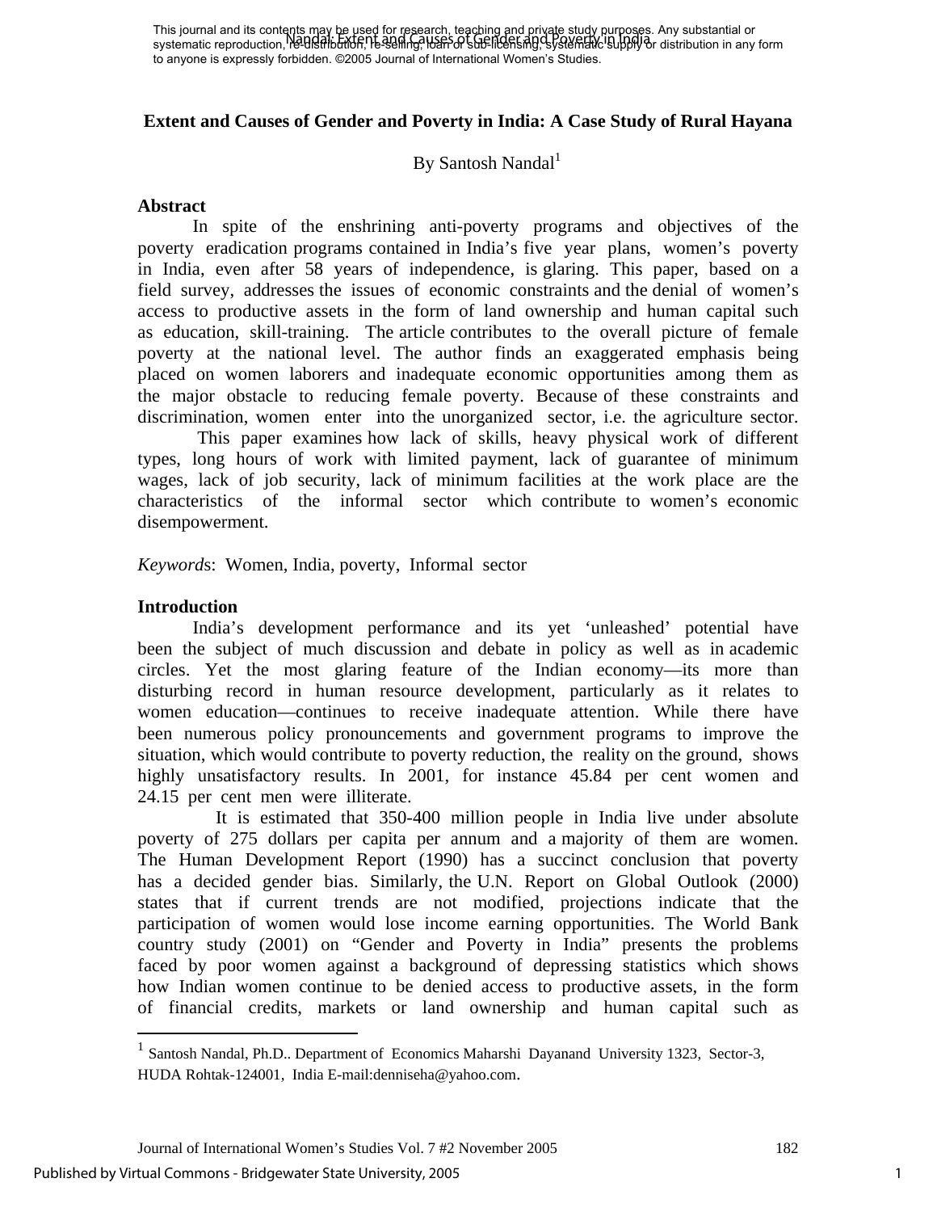This journal and its contents may be used for research, teaching and private study purposes. Any substantial or systematic reproduction, re-distribution, re-selling, loan or sub-licensing, systematic supply or distribution in any form to anyone is expressly forbidden. ©2005 Journal of International Women's Studies.

# Extent and Causes of Gender and Poverty in India: A Case Study of Rural Hayana

By Santosh Nandal[1]

## Abstract

In spite of the enshrining anti-poverty programs and objectives of the poverty eradication programs contained in India's five year plans, women's poverty in India, even after 58 years of independence, is glaring. This paper, based on a field survey, addresses the issues of economic constraints and the denial of women's access to productive assets in the form of land ownership and human capital such as education, skill-training. The article contributes to the overall picture of female poverty at the national level. The author finds an exaggerated emphasis being placed on women laborers and inadequate economic opportunities among them as the major obstacle to reducing female poverty. Because of these constraints and discrimination, women enter into the unorganized sector, i.e. the agriculture sector.

This paper examines how lack of skills, heavy physical work of different types, long hours of work with limited payment, lack of guarantee of minimum wages, lack of job security, lack of minimum facilities at the work place are the characteristics of the informal sector which contribute to women's economic disempowerment.

*Keywords*: Women, India, poverty, Informal sector

## Introduction

India's development performance and its yet 'unleashed' potential have been the subject of much discussion and debate in policy as well as in academic circles. Yet the most glaring feature of the Indian economy—its more than disturbing record in human resource development, particularly as it relates to women education—continues to receive inadequate attention. While there have been numerous policy pronouncements and government programs to improve the situation, which would contribute to poverty reduction, the reality on the ground, shows highly unsatisfactory results. In 2001, for instance 45.84 per cent women and 24.15 per cent men were illiterate.

It is estimated that 350-400 million people in India live under absolute poverty of 275 dollars per capita per annum and a majority of them are women. The Human Development Report (1990) has a succinct conclusion that poverty has a decided gender bias. Similarly, the U.N. Report on Global Outlook (2000) states that if current trends are not modified, projections indicate that the participation of women would lose income earning opportunities. The World Bank country study (2001) on "Gender and Poverty in India" presents the problems faced by poor women against a background of depressing statistics which shows how Indian women continue to be denied access to productive assets, in the form of financial credits, markets or land ownership and human capital such as

---

[1] Santosh Nandal, Ph.D.. Department of Economics Maharshi Dayanand University 1323, Sector-3, HUDA Rohtak-124001, India E-mail:denniseha@yahoo.com.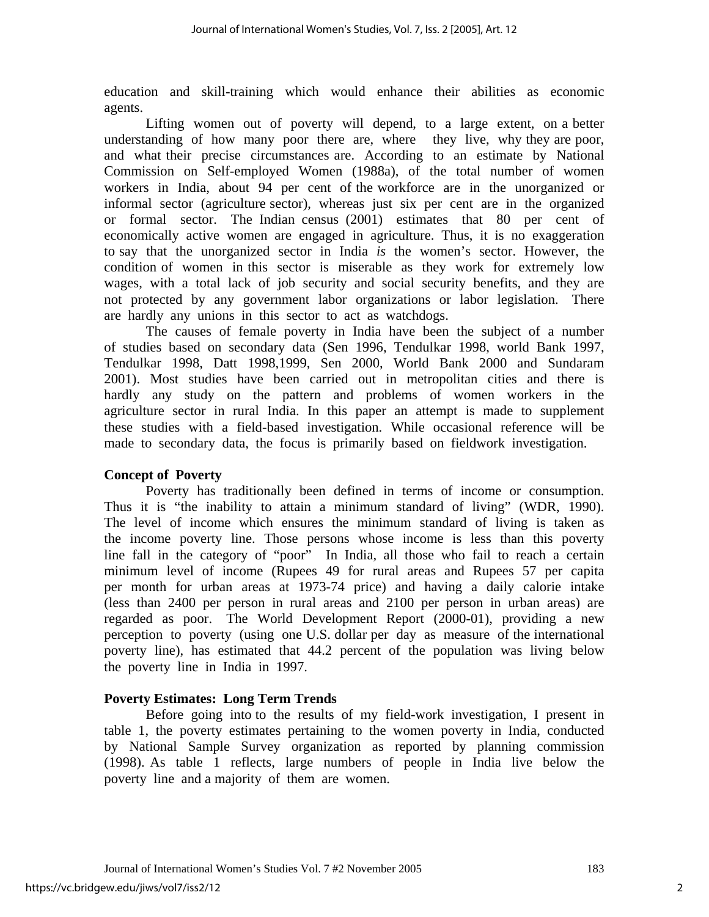education and skill-training which would enhance their abilities as economic agents.

Lifting women out of poverty will depend, to a large extent, on a better understanding of how many poor there are, where they live, why they are poor, and what their precise circumstances are. According to an estimate by National Commission on Self-employed Women (1988a), of the total number of women workers in India, about 94 per cent of the workforce are in the unorganized or informal sector (agriculture sector), whereas just six per cent are in the organized or formal sector. The Indian census (2001) estimates that 80 per cent of economically active women are engaged in agriculture. Thus, it is no exaggeration to say that the unorganized sector in India *is* the women's sector. However, the condition of women in this sector is miserable as they work for extremely low wages, with a total lack of job security and social security benefits, and they are not protected by any government labor organizations or labor legislation. There are hardly any unions in this sector to act as watchdogs.

The causes of female poverty in India have been the subject of a number of studies based on secondary data (Sen 1996, Tendulkar 1998, world Bank 1997, Tendulkar 1998, Datt 1998,1999, Sen 2000, World Bank 2000 and Sundaram 2001). Most studies have been carried out in metropolitan cities and there is hardly any study on the pattern and problems of women workers in the agriculture sector in rural India. In this paper an attempt is made to supplement these studies with a field-based investigation. While occasional reference will be made to secondary data, the focus is primarily based on fieldwork investigation.

**Concept of Poverty**

Poverty has traditionally been defined in terms of income or consumption. Thus it is "the inability to attain a minimum standard of living" (WDR, 1990). The level of income which ensures the minimum standard of living is taken as the income poverty line. Those persons whose income is less than this poverty line fall in the category of "poor" In India, all those who fail to reach a certain minimum level of income (Rupees 49 for rural areas and Rupees 57 per capita per month for urban areas at 1973-74 price) and having a daily calorie intake (less than 2400 per person in rural areas and 2100 per person in urban areas) are regarded as poor. The World Development Report (2000-01), providing a new perception to poverty (using one U.S. dollar per day as measure of the international poverty line), has estimated that 44.2 percent of the population was living below the poverty line in India in 1997.

**Poverty Estimates: Long Term Trends**

Before going into to the results of my field-work investigation, I present in table 1, the poverty estimates pertaining to the women poverty in India, conducted by National Sample Survey organization as reported by planning commission (1998). As table 1 reflects, large numbers of people in India live below the poverty line and a majority of them are women.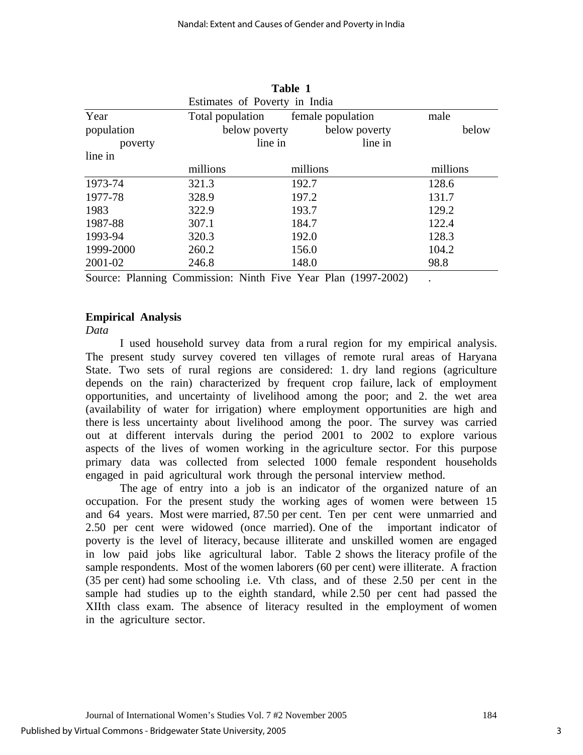**Table 1**

Estimates of Poverty in India

| Year | Total population below poverty line in millions | female population below poverty line in millions | male population below poverty line in millions |
|---|---|---|---|
| 1973-74 | 321.3 | 192.7 | 128.6 |
| 1977-78 | 328.9 | 197.2 | 131.7 |
| 1983 | 322.9 | 193.7 | 129.2 |
| 1987-88 | 307.1 | 184.7 | 122.4 |
| 1993-94 | 320.3 | 192.0 | 128.3 |
| 1999-2000 | 260.2 | 156.0 | 104.2 |
| 2001-02 | 246.8 | 148.0 | 98.8 |

Source: Planning Commission: Ninth Five Year Plan (1997-2002) .

## Empirical Analysis

*Data*

I used household survey data from a rural region for my empirical analysis. The present study survey covered ten villages of remote rural areas of Haryana State. Two sets of rural regions are considered: 1. dry land regions (agriculture depends on the rain) characterized by frequent crop failure, lack of employment opportunities, and uncertainty of livelihood among the poor; and 2. the wet area (availability of water for irrigation) where employment opportunities are high and there is less uncertainty about livelihood among the poor. The survey was carried out at different intervals during the period 2001 to 2002 to explore various aspects of the lives of women working in the agriculture sector. For this purpose primary data was collected from selected 1000 female respondent households engaged in paid agricultural work through the personal interview method.

The age of entry into a job is an indicator of the organized nature of an occupation. For the present study the working ages of women were between 15 and 64 years. Most were married, 87.50 per cent. Ten per cent were unmarried and 2.50 per cent were widowed (once married). One of the important indicator of poverty is the level of literacy, because illiterate and unskilled women are engaged in low paid jobs like agricultural labor. Table 2 shows the literacy profile of the sample respondents. Most of the women laborers (60 per cent) were illiterate. A fraction (35 per cent) had some schooling i.e. Vth class, and of these 2.50 per cent in the sample had studies up to the eighth standard, while 2.50 per cent had passed the XIIth class exam. The absence of literacy resulted in the employment of women in the agriculture sector.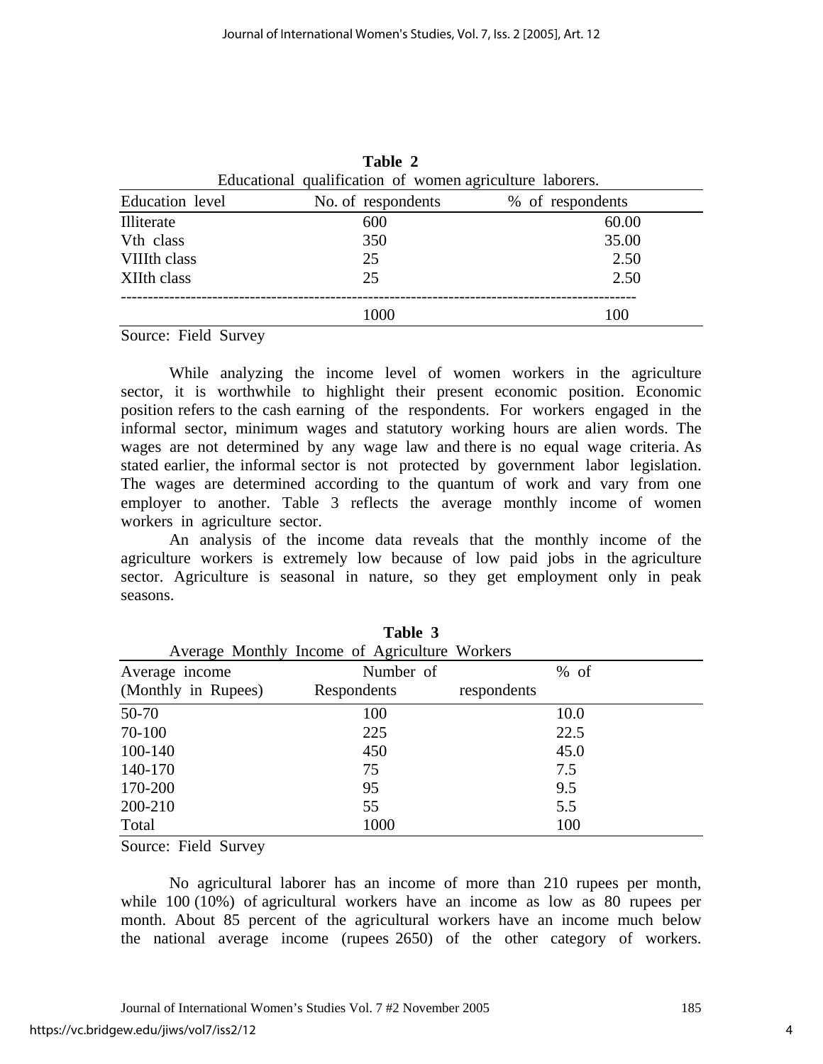**Table 2**

Educational qualification of women agriculture laborers.

| Education level | No. of respondents | % of respondents |
|---|---|---|
| Illiterate | 600 | 60.00 |
| Vth class | 350 | 35.00 |
| VIIIth class | 25 | 2.50 |
| XIIth class | 25 | 2.50 |
| | 1000 | 100 |

Source: Field Survey

While analyzing the income level of women workers in the agriculture sector, it is worthwhile to highlight their present economic position. Economic position refers to the cash earning of the respondents. For workers engaged in the informal sector, minimum wages and statutory working hours are alien words. The wages are not determined by any wage law and there is no equal wage criteria. As stated earlier, the informal sector is not protected by government labor legislation. The wages are determined according to the quantum of work and vary from one employer to another. Table 3 reflects the average monthly income of women workers in agriculture sector.

An analysis of the income data reveals that the monthly income of the agriculture workers is extremely low because of low paid jobs in the agriculture sector. Agriculture is seasonal in nature, so they get employment only in peak seasons.

**Table 3**

Average Monthly Income of Agriculture Workers

| Average income (Monthly in Rupees) | Number of Respondents | % of respondents |
|---|---|---|
| 50-70 | 100 | 10.0 |
| 70-100 | 225 | 22.5 |
| 100-140 | 450 | 45.0 |
| 140-170 | 75 | 7.5 |
| 170-200 | 95 | 9.5 |
| 200-210 | 55 | 5.5 |
| Total | 1000 | 100 |

Source: Field Survey

No agricultural laborer has an income of more than 210 rupees per month, while 100 (10%) of agricultural workers have an income as low as 80 rupees per month. About 85 percent of the agricultural workers have an income much below the national average income (rupees 2650) of the other category of workers.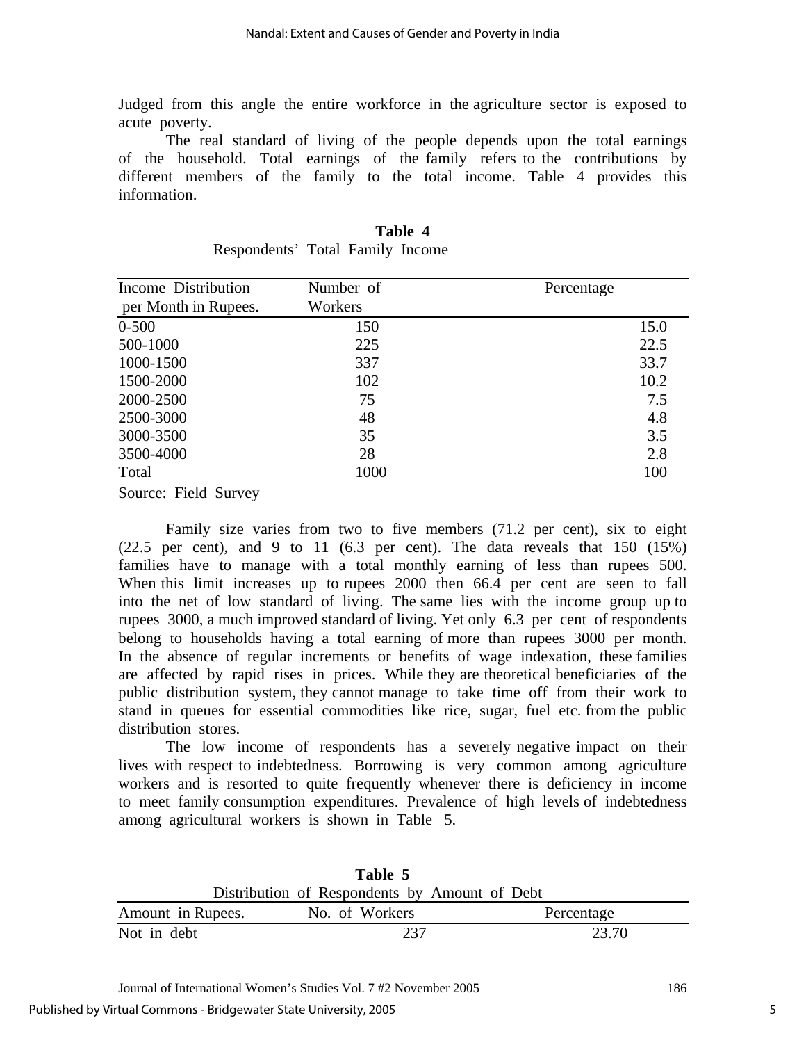Judged from this angle the entire workforce in the agriculture sector is exposed to acute poverty.

The real standard of living of the people depends upon the total earnings of the household. Total earnings of the family refers to the contributions by different members of the family to the total income. Table 4 provides this information.

**Table 4**

Respondents' Total Family Income

| Income Distribution per Month in Rupees. | Number of Workers | Percentage |
|---|---|---|
| 0-500 | 150 | 15.0 |
| 500-1000 | 225 | 22.5 |
| 1000-1500 | 337 | 33.7 |
| 1500-2000 | 102 | 10.2 |
| 2000-2500 | 75 | 7.5 |
| 2500-3000 | 48 | 4.8 |
| 3000-3500 | 35 | 3.5 |
| 3500-4000 | 28 | 2.8 |
| Total | 1000 | 100 |

Source: Field Survey

Family size varies from two to five members (71.2 per cent), six to eight (22.5 per cent), and 9 to 11 (6.3 per cent). The data reveals that 150 (15%) families have to manage with a total monthly earning of less than rupees 500. When this limit increases up to rupees 2000 then 66.4 per cent are seen to fall into the net of low standard of living. The same lies with the income group up to rupees 3000, a much improved standard of living. Yet only 6.3 per cent of respondents belong to households having a total earning of more than rupees 3000 per month. In the absence of regular increments or benefits of wage indexation, these families are affected by rapid rises in prices. While they are theoretical beneficiaries of the public distribution system, they cannot manage to take time off from their work to stand in queues for essential commodities like rice, sugar, fuel etc. from the public distribution stores.

The low income of respondents has a severely negative impact on their lives with respect to indebtedness. Borrowing is very common among agriculture workers and is resorted to quite frequently whenever there is deficiency in income to meet family consumption expenditures. Prevalence of high levels of indebtedness among agricultural workers is shown in Table 5.

**Table 5**

Distribution of Respondents by Amount of Debt

| Amount in Rupees. | No. of Workers | Percentage |
|---|---|---|
| Not in debt | 237 | 23.70 |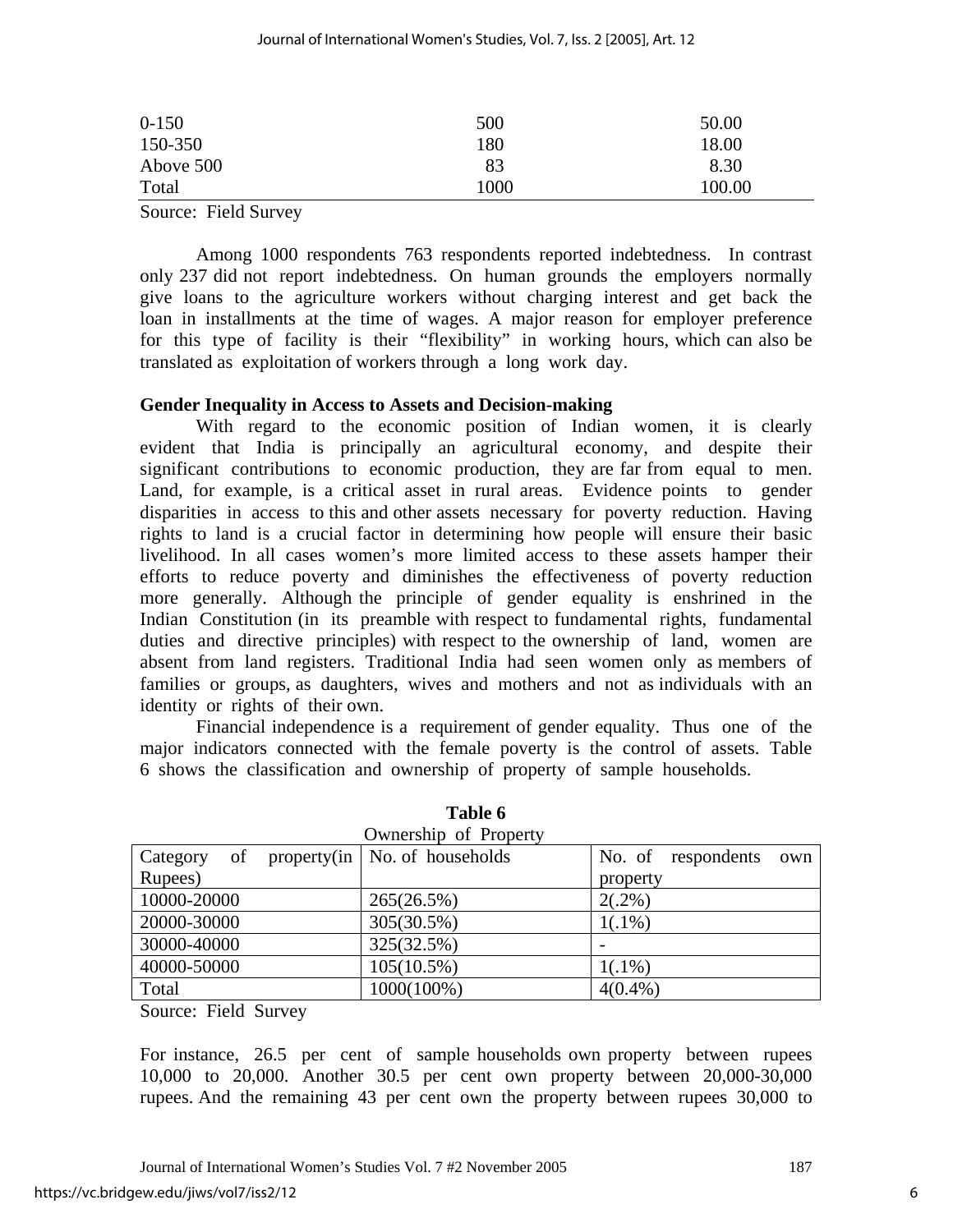| | | |
|---|---|---|
| 0-150 | 500 | 50.00 |
| 150-350 | 180 | 18.00 |
| Above 500 | 83 | 8.30 |
| Total | 1000 | 100.00 |

Source: Field Survey

Among 1000 respondents 763 respondents reported indebtedness. In contrast only 237 did not report indebtedness. On human grounds the employers normally give loans to the agriculture workers without charging interest and get back the loan in installments at the time of wages. A major reason for employer preference for this type of facility is their "flexibility" in working hours, which can also be translated as exploitation of workers through a long work day.

**Gender Inequality in Access to Assets and Decision-making**

With regard to the economic position of Indian women, it is clearly evident that India is principally an agricultural economy, and despite their significant contributions to economic production, they are far from equal to men. Land, for example, is a critical asset in rural areas. Evidence points to gender disparities in access to this and other assets necessary for poverty reduction. Having rights to land is a crucial factor in determining how people will ensure their basic livelihood. In all cases women's more limited access to these assets hamper their efforts to reduce poverty and diminishes the effectiveness of poverty reduction more generally. Although the principle of gender equality is enshrined in the Indian Constitution (in its preamble with respect to fundamental rights, fundamental duties and directive principles) with respect to the ownership of land, women are absent from land registers. Traditional India had seen women only as members of families or groups, as daughters, wives and mothers and not as individuals with an identity or rights of their own.

Financial independence is a requirement of gender equality. Thus one of the major indicators connected with the female poverty is the control of assets. Table 6 shows the classification and ownership of property of sample households.

**Table 6**

Ownership of Property

| Category of property(in Rupees) | No. of households | No. of respondents own property |
|---|---|---|
| 10000-20000 | 265(26.5%) | 2(.2%) |
| 20000-30000 | 305(30.5%) | 1(.1%) |
| 30000-40000 | 325(32.5%) | - |
| 40000-50000 | 105(10.5%) | 1(.1%) |
| Total | 1000(100%) | 4(0.4%) |

Source: Field Survey

For instance, 26.5 per cent of sample households own property between rupees 10,000 to 20,000. Another 30.5 per cent own property between 20,000-30,000 rupees. And the remaining 43 per cent own the property between rupees 30,000 to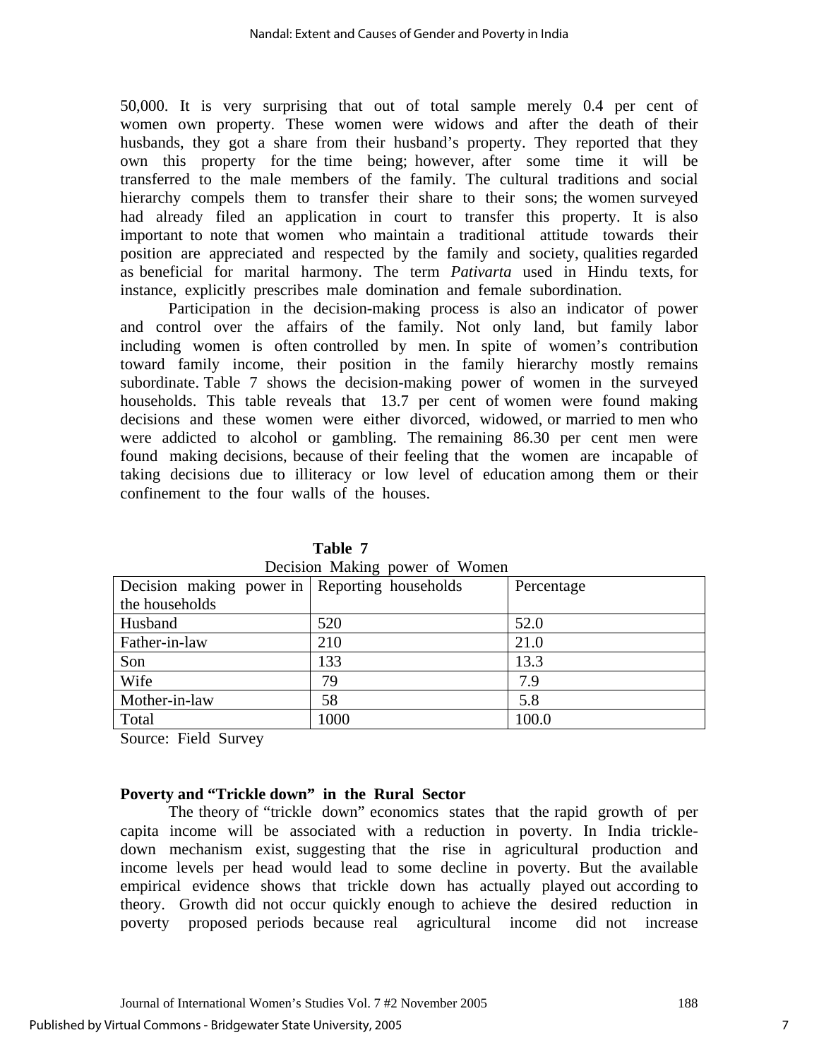50,000. It is very surprising that out of total sample merely 0.4 per cent of women own property. These women were widows and after the death of their husbands, they got a share from their husband's property. They reported that they own this property for the time being; however, after some time it will be transferred to the male members of the family. The cultural traditions and social hierarchy compels them to transfer their share to their sons; the women surveyed had already filed an application in court to transfer this property. It is also important to note that women who maintain a traditional attitude towards their position are appreciated and respected by the family and society, qualities regarded as beneficial for marital harmony. The term *Pativarta* used in Hindu texts, for instance, explicitly prescribes male domination and female subordination.

Participation in the decision-making process is also an indicator of power and control over the affairs of the family. Not only land, but family labor including women is often controlled by men. In spite of women's contribution toward family income, their position in the family hierarchy mostly remains subordinate. Table 7 shows the decision-making power of women in the surveyed households. This table reveals that 13.7 per cent of women were found making decisions and these women were either divorced, widowed, or married to men who were addicted to alcohol or gambling. The remaining 86.30 per cent men were found making decisions, because of their feeling that the women are incapable of taking decisions due to illiteracy or low level of education among them or their confinement to the four walls of the houses.

**Table 7**
Decision Making power of Women

| Decision making power in the households | Reporting households | Percentage |
|---|---|---|
| Husband | 520 | 52.0 |
| Father-in-law | 210 | 21.0 |
| Son | 133 | 13.3 |
| Wife | 79 | 7.9 |
| Mother-in-law | 58 | 5.8 |
| Total | 1000 | 100.0 |

Source: Field Survey

### Poverty and "Trickle down" in the Rural Sector

The theory of "trickle down" economics states that the rapid growth of per capita income will be associated with a reduction in poverty. In India trickle-down mechanism exist, suggesting that the rise in agricultural production and income levels per head would lead to some decline in poverty. But the available empirical evidence shows that trickle down has actually played out according to theory. Growth did not occur quickly enough to achieve the desired reduction in poverty proposed periods because real agricultural income did not increase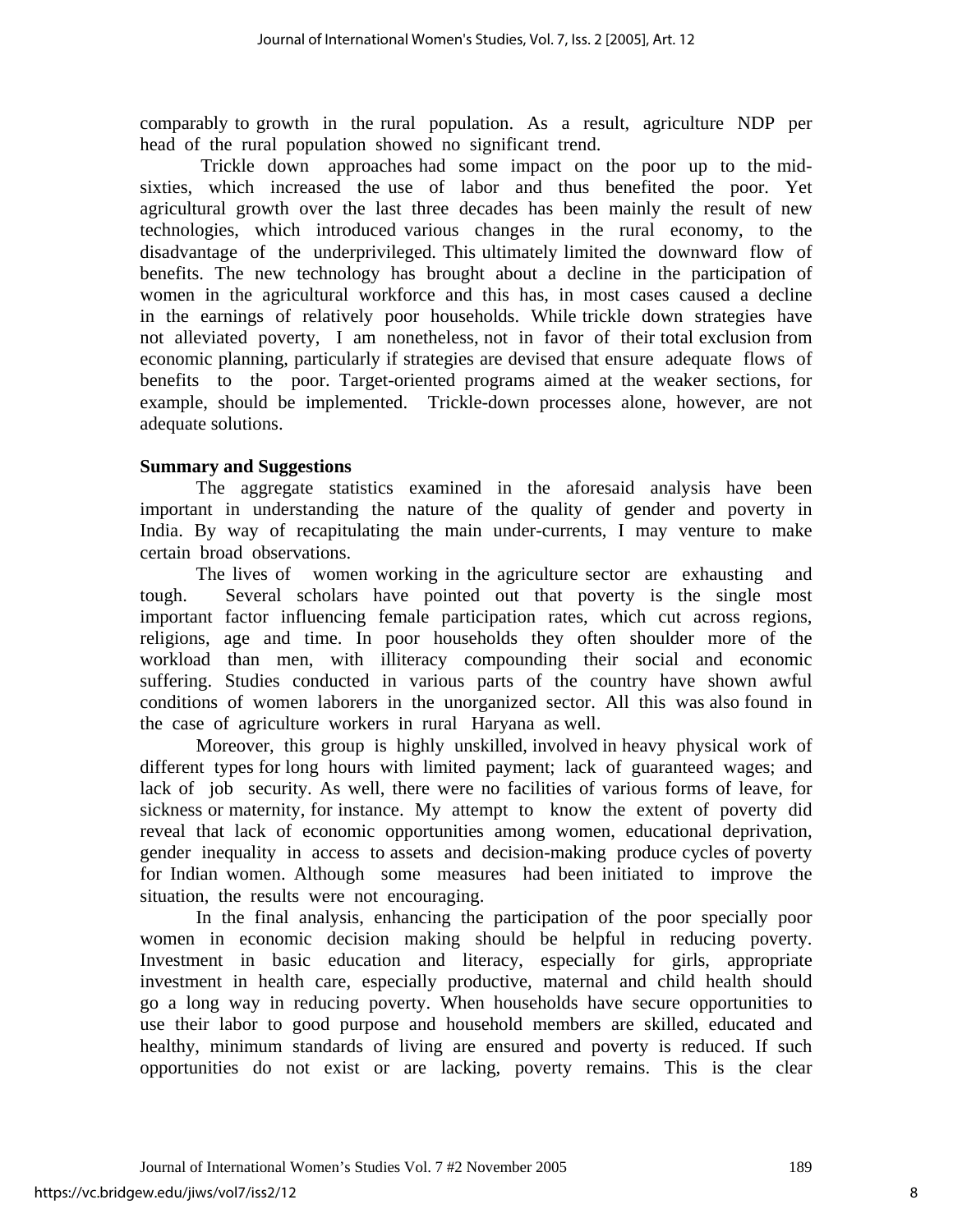comparably to growth in the rural population. As a result, agriculture NDP per head of the rural population showed no significant trend.

Trickle down approaches had some impact on the poor up to the mid-sixties, which increased the use of labor and thus benefited the poor. Yet agricultural growth over the last three decades has been mainly the result of new technologies, which introduced various changes in the rural economy, to the disadvantage of the underprivileged. This ultimately limited the downward flow of benefits. The new technology has brought about a decline in the participation of women in the agricultural workforce and this has, in most cases caused a decline in the earnings of relatively poor households. While trickle down strategies have not alleviated poverty, I am nonetheless, not in favor of their total exclusion from economic planning, particularly if strategies are devised that ensure adequate flows of benefits to the poor. Target-oriented programs aimed at the weaker sections, for example, should be implemented. Trickle-down processes alone, however, are not adequate solutions.

**Summary and Suggestions**

The aggregate statistics examined in the aforesaid analysis have been important in understanding the nature of the quality of gender and poverty in India. By way of recapitulating the main under-currents, I may venture to make certain broad observations.

The lives of women working in the agriculture sector are exhausting and tough. Several scholars have pointed out that poverty is the single most important factor influencing female participation rates, which cut across regions, religions, age and time. In poor households they often shoulder more of the workload than men, with illiteracy compounding their social and economic suffering. Studies conducted in various parts of the country have shown awful conditions of women laborers in the unorganized sector. All this was also found in the case of agriculture workers in rural Haryana as well.

Moreover, this group is highly unskilled, involved in heavy physical work of different types for long hours with limited payment; lack of guaranteed wages; and lack of job security. As well, there were no facilities of various forms of leave, for sickness or maternity, for instance. My attempt to know the extent of poverty did reveal that lack of economic opportunities among women, educational deprivation, gender inequality in access to assets and decision-making produce cycles of poverty for Indian women. Although some measures had been initiated to improve the situation, the results were not encouraging.

In the final analysis, enhancing the participation of the poor specially poor women in economic decision making should be helpful in reducing poverty. Investment in basic education and literacy, especially for girls, appropriate investment in health care, especially productive, maternal and child health should go a long way in reducing poverty. When households have secure opportunities to use their labor to good purpose and household members are skilled, educated and healthy, minimum standards of living are ensured and poverty is reduced. If such opportunities do not exist or are lacking, poverty remains. This is the clear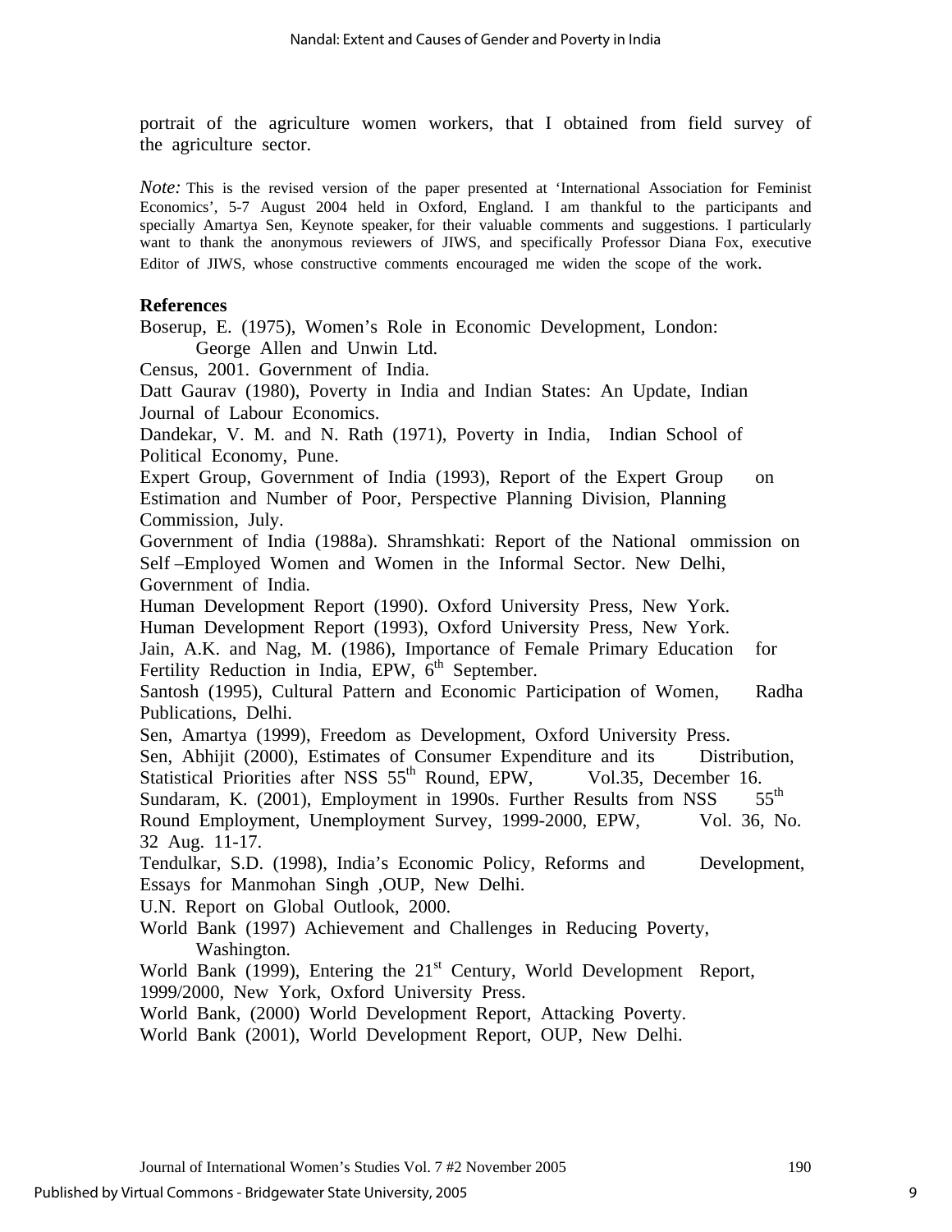portrait of the agriculture women workers, that I obtained from field survey of the agriculture sector.

*Note:* This is the revised version of the paper presented at 'International Association for Feminist Economics', 5-7 August 2004 held in Oxford, England. I am thankful to the participants and specially Amartya Sen, Keynote speaker, for their valuable comments and suggestions. I particularly want to thank the anonymous reviewers of JIWS, and specifically Professor Diana Fox, executive Editor of JIWS, whose constructive comments encouraged me widen the scope of the work.

**References**

Boserup, E. (1975), Women's Role in Economic Development, London: George Allen and Unwin Ltd.

Census, 2001. Government of India.

Datt Gaurav (1980), Poverty in India and Indian States: An Update, Indian Journal of Labour Economics.

Dandekar, V. M. and N. Rath (1971), Poverty in India, Indian School of Political Economy, Pune.

Expert Group, Government of India (1993), Report of the Expert Group on Estimation and Number of Poor, Perspective Planning Division, Planning Commission, July.

Government of India (1988a). Shramshkati: Report of the National ommission on Self –Employed Women and Women in the Informal Sector. New Delhi, Government of India.

Human Development Report (1990). Oxford University Press, New York.

Human Development Report (1993), Oxford University Press, New York.

Jain, A.K. and Nag, M. (1986), Importance of Female Primary Education for Fertility Reduction in India, EPW, 6th September.

Santosh (1995), Cultural Pattern and Economic Participation of Women, Radha Publications, Delhi.

Sen, Amartya (1999), Freedom as Development, Oxford University Press.

Sen, Abhijit (2000), Estimates of Consumer Expenditure and its Distribution, Statistical Priorities after NSS 55th Round, EPW, Vol.35, December 16.

Sundaram, K. (2001), Employment in 1990s. Further Results from NSS 55th Round Employment, Unemployment Survey, 1999-2000, EPW, Vol. 36, No. 32 Aug. 11-17.

Tendulkar, S.D. (1998), India's Economic Policy, Reforms and Development, Essays for Manmohan Singh ,OUP, New Delhi.

U.N. Report on Global Outlook, 2000.

World Bank (1997) Achievement and Challenges in Reducing Poverty, Washington.

World Bank (1999), Entering the 21st Century, World Development Report, 1999/2000, New York, Oxford University Press.

World Bank, (2000) World Development Report, Attacking Poverty.

World Bank (2001), World Development Report, OUP, New Delhi.